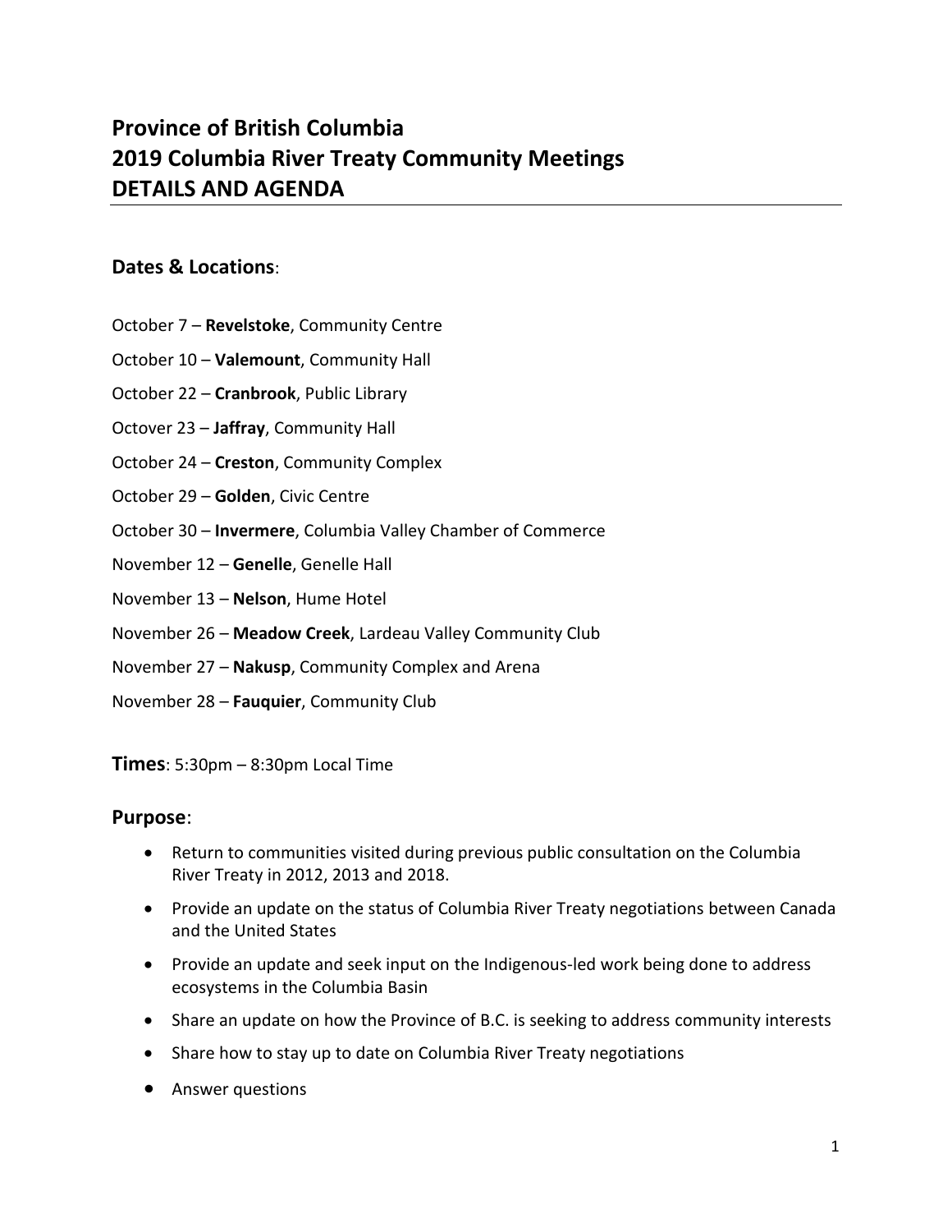# Province of British Columbia
# 2019 Columbia River Treaty Community Meetings
# DETAILS AND AGENDA

## Dates & Locations:

October 7 – **Revelstoke**, Community Centre

October 10 – **Valemount**, Community Hall

October 22 – **Cranbrook**, Public Library

Octover 23 – **Jaffray**, Community Hall

October 24 – **Creston**, Community Complex

October 29 – **Golden**, Civic Centre

October 30 – **Invermere**, Columbia Valley Chamber of Commerce

November 12 – **Genelle**, Genelle Hall

November 13 – **Nelson**, Hume Hotel

November 26 – **Meadow Creek**, Lardeau Valley Community Club

November 27 – **Nakusp**, Community Complex and Arena

November 28 – **Fauquier**, Community Club

**Times**: 5:30pm – 8:30pm Local Time

## Purpose:

- Return to communities visited during previous public consultation on the Columbia River Treaty in 2012, 2013 and 2018.
- Provide an update on the status of Columbia River Treaty negotiations between Canada and the United States
- Provide an update and seek input on the Indigenous-led work being done to address ecosystems in the Columbia Basin
- Share an update on how the Province of B.C. is seeking to address community interests
- Share how to stay up to date on Columbia River Treaty negotiations
- Answer questions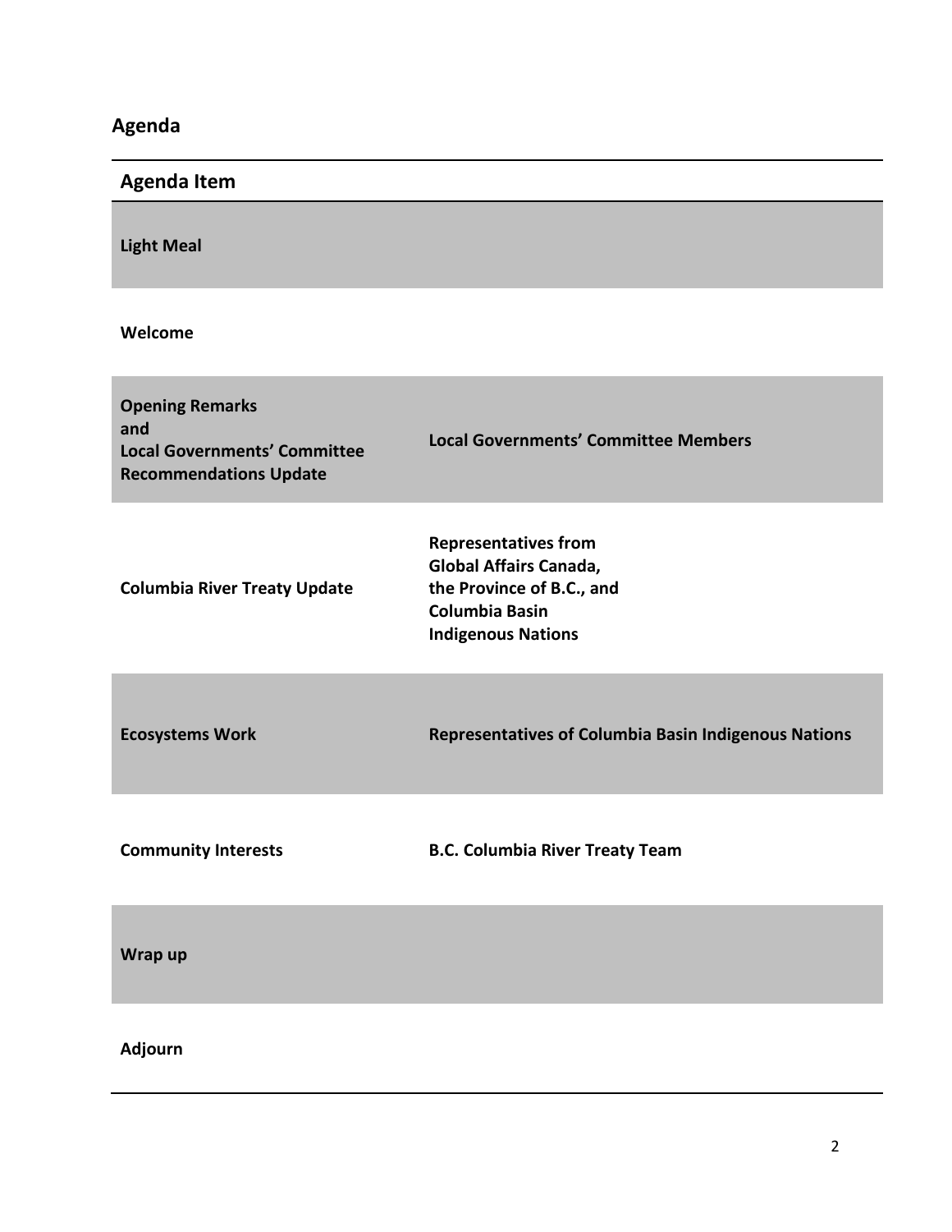## Agenda

| Agenda Item | |
|---|---|
| **Light Meal** | |
| **Welcome** | |
| **Opening Remarks and Local Governments' Committee Recommendations Update** | **Local Governments' Committee Members** |
| **Columbia River Treaty Update** | **Representatives from Global Affairs Canada, the Province of B.C., and Columbia Basin Indigenous Nations** |
| **Ecosystems Work** | **Representatives of Columbia Basin Indigenous Nations** |
| **Community Interests** | **B.C. Columbia River Treaty Team** |
| **Wrap up** | |
| **Adjourn** | |